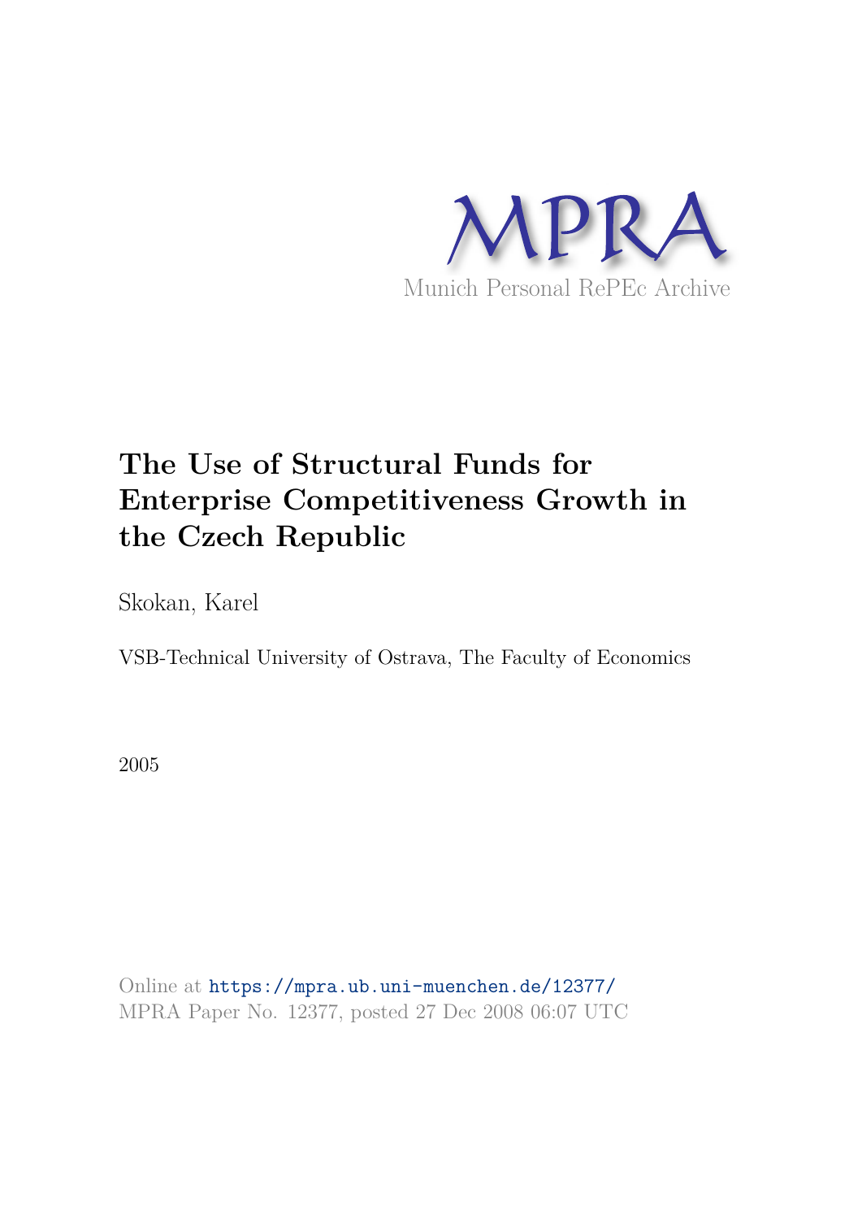MPRA

Munich Personal RePEc Archive

# The Use of Structural Funds for Enterprise Competitiveness Growth in the Czech Republic

Skokan, Karel

VSB-Technical University of Ostrava, The Faculty of Economics

2005

Online at https://mpra.ub.uni-muenchen.de/12377/
MPRA Paper No. 12377, posted 27 Dec 2008 06:07 UTC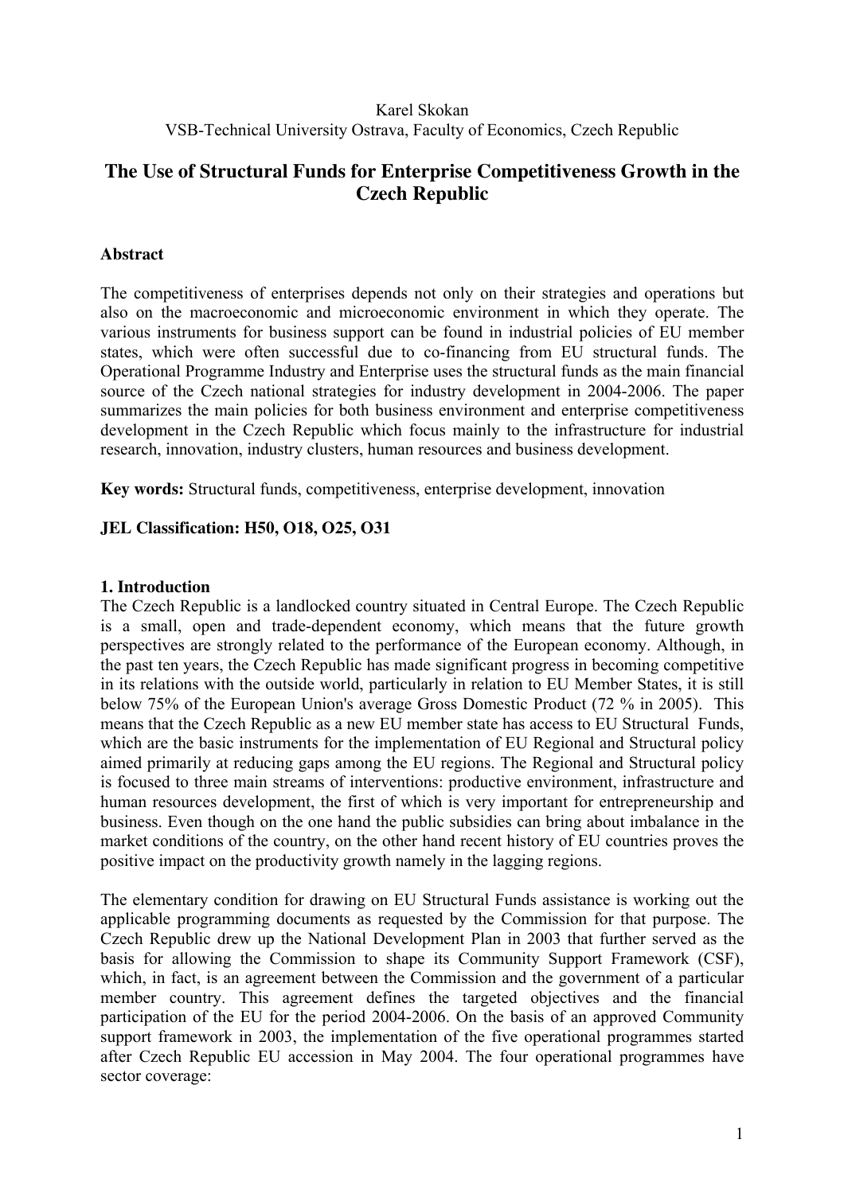Karel Skokan
VSB-Technical University Ostrava, Faculty of Economics, Czech Republic

# The Use of Structural Funds for Enterprise Competitiveness Growth in the Czech Republic

## Abstract

The competitiveness of enterprises depends not only on their strategies and operations but also on the macroeconomic and microeconomic environment in which they operate. The various instruments for business support can be found in industrial policies of EU member states, which were often successful due to co-financing from EU structural funds. The Operational Programme Industry and Enterprise uses the structural funds as the main financial source of the Czech national strategies for industry development in 2004-2006. The paper summarizes the main policies for both business environment and enterprise competitiveness development in the Czech Republic which focus mainly to the infrastructure for industrial research, innovation, industry clusters, human resources and business development.

**Key words:** Structural funds, competitiveness, enterprise development, innovation

**JEL Classification: H50, O18, O25, O31**

## 1. Introduction

The Czech Republic is a landlocked country situated in Central Europe. The Czech Republic is a small, open and trade-dependent economy, which means that the future growth perspectives are strongly related to the performance of the European economy. Although, in the past ten years, the Czech Republic has made significant progress in becoming competitive in its relations with the outside world, particularly in relation to EU Member States, it is still below 75% of the European Union's average Gross Domestic Product (72 % in 2005). This means that the Czech Republic as a new EU member state has access to EU Structural Funds, which are the basic instruments for the implementation of EU Regional and Structural policy aimed primarily at reducing gaps among the EU regions. The Regional and Structural policy is focused to three main streams of interventions: productive environment, infrastructure and human resources development, the first of which is very important for entrepreneurship and business. Even though on the one hand the public subsidies can bring about imbalance in the market conditions of the country, on the other hand recent history of EU countries proves the positive impact on the productivity growth namely in the lagging regions.

The elementary condition for drawing on EU Structural Funds assistance is working out the applicable programming documents as requested by the Commission for that purpose. The Czech Republic drew up the National Development Plan in 2003 that further served as the basis for allowing the Commission to shape its Community Support Framework (CSF), which, in fact, is an agreement between the Commission and the government of a particular member country. This agreement defines the targeted objectives and the financial participation of the EU for the period 2004-2006. On the basis of an approved Community support framework in 2003, the implementation of the five operational programmes started after Czech Republic EU accession in May 2004. The four operational programmes have sector coverage: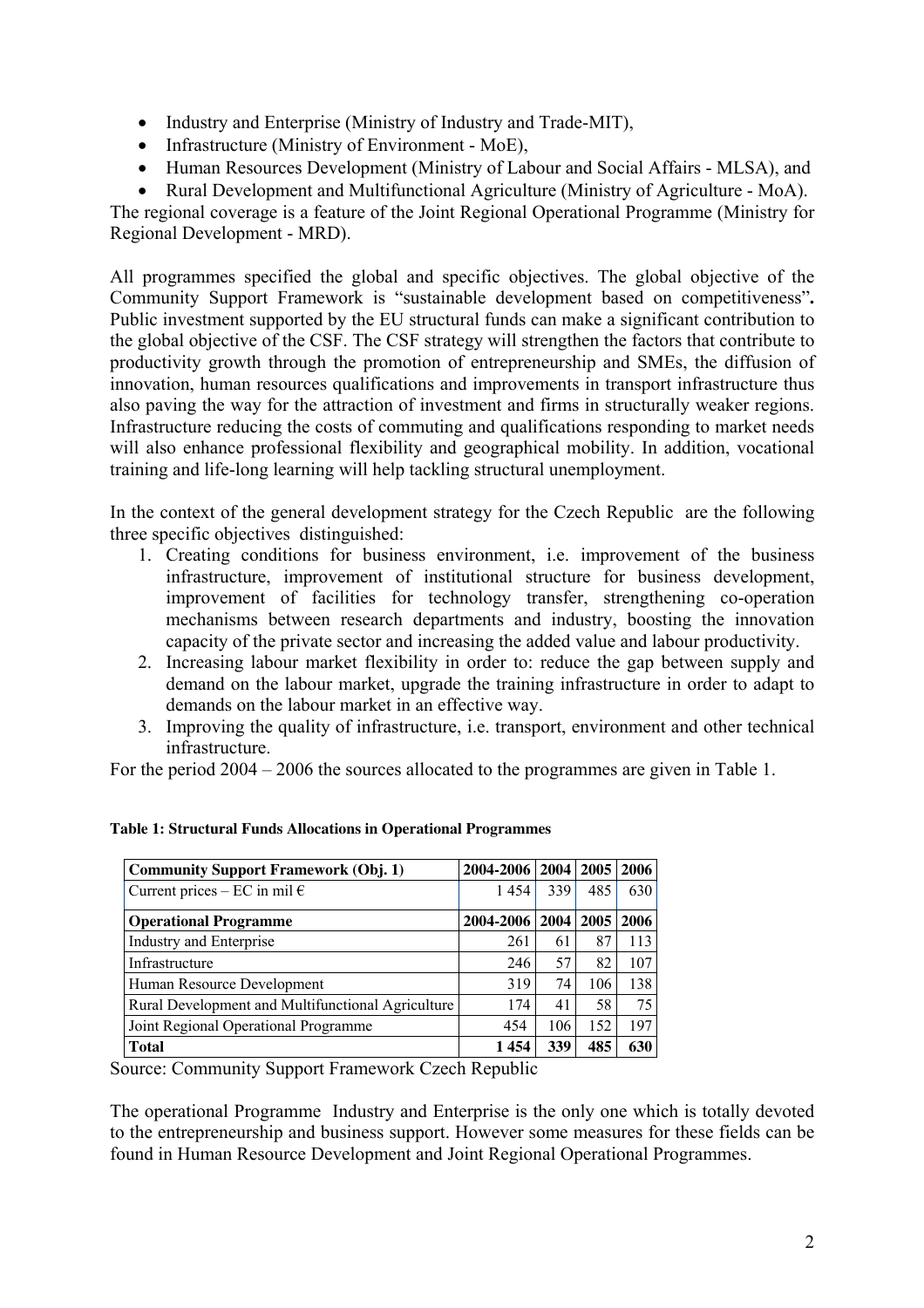- Industry and Enterprise (Ministry of Industry and Trade-MIT),
- Infrastructure (Ministry of Environment - MoE),
- Human Resources Development (Ministry of Labour and Social Affairs - MLSA), and
- Rural Development and Multifunctional Agriculture (Ministry of Agriculture - MoA).

The regional coverage is a feature of the Joint Regional Operational Programme (Ministry for Regional Development - MRD).

All programmes specified the global and specific objectives. The global objective of the Community Support Framework is "sustainable development based on competitiveness"**.** Public investment supported by the EU structural funds can make a significant contribution to the global objective of the CSF. The CSF strategy will strengthen the factors that contribute to productivity growth through the promotion of entrepreneurship and SMEs, the diffusion of innovation, human resources qualifications and improvements in transport infrastructure thus also paving the way for the attraction of investment and firms in structurally weaker regions. Infrastructure reducing the costs of commuting and qualifications responding to market needs will also enhance professional flexibility and geographical mobility. In addition, vocational training and life-long learning will help tackling structural unemployment.

In the context of the general development strategy for the Czech Republic are the following three specific objectives distinguished:

1. Creating conditions for business environment, i.e. improvement of the business infrastructure, improvement of institutional structure for business development, improvement of facilities for technology transfer, strengthening co-operation mechanisms between research departments and industry, boosting the innovation capacity of the private sector and increasing the added value and labour productivity.
2. Increasing labour market flexibility in order to: reduce the gap between supply and demand on the labour market, upgrade the training infrastructure in order to adapt to demands on the labour market in an effective way.
3. Improving the quality of infrastructure, i.e. transport, environment and other technical infrastructure.

For the period 2004 – 2006 the sources allocated to the programmes are given in Table 1.

**Table 1: Structural Funds Allocations in Operational Programmes**

| **Community Support Framework (Obj. 1)** | **2004-2006** | **2004** | **2005** | **2006** |
|---|---|---|---|---|
| Current prices – EC in mil € | 1 454 | 339 | 485 | 630 |
| **Operational Programme** | **2004-2006** | **2004** | **2005** | **2006** |
| Industry and Enterprise | 261 | 61 | 87 | 113 |
| Infrastructure | 246 | 57 | 82 | 107 |
| Human Resource Development | 319 | 74 | 106 | 138 |
| Rural Development and Multifunctional Agriculture | 174 | 41 | 58 | 75 |
| Joint Regional Operational Programme | 454 | 106 | 152 | 197 |
| **Total** | **1 454** | **339** | **485** | **630** |

Source: Community Support Framework Czech Republic

The operational Programme Industry and Enterprise is the only one which is totally devoted to the entrepreneurship and business support. However some measures for these fields can be found in Human Resource Development and Joint Regional Operational Programmes.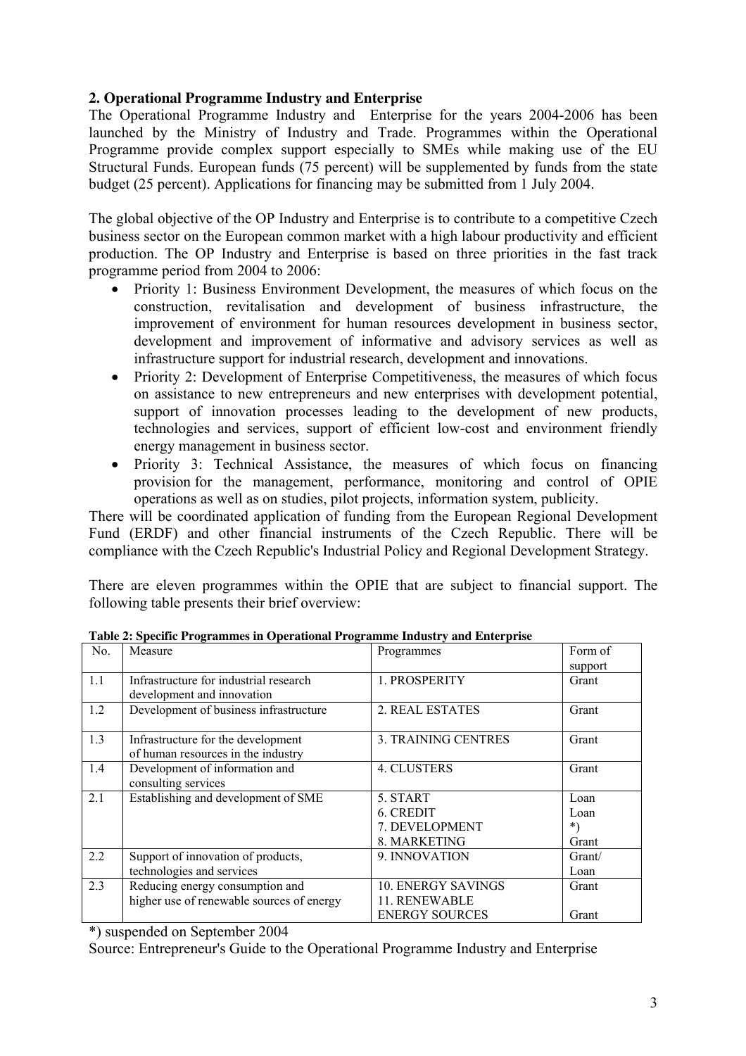## 2. Operational Programme Industry and Enterprise

The Operational Programme Industry and Enterprise for the years 2004-2006 has been launched by the Ministry of Industry and Trade. Programmes within the Operational Programme provide complex support especially to SMEs while making use of the EU Structural Funds. European funds (75 percent) will be supplemented by funds from the state budget (25 percent). Applications for financing may be submitted from 1 July 2004.

The global objective of the OP Industry and Enterprise is to contribute to a competitive Czech business sector on the European common market with a high labour productivity and efficient production. The OP Industry and Enterprise is based on three priorities in the fast track programme period from 2004 to 2006:

- Priority 1: Business Environment Development, the measures of which focus on the construction, revitalisation and development of business infrastructure, the improvement of environment for human resources development in business sector, development and improvement of informative and advisory services as well as infrastructure support for industrial research, development and innovations.
- Priority 2: Development of Enterprise Competitiveness, the measures of which focus on assistance to new entrepreneurs and new enterprises with development potential, support of innovation processes leading to the development of new products, technologies and services, support of efficient low-cost and environment friendly energy management in business sector.
- Priority 3: Technical Assistance, the measures of which focus on financing provision for the management, performance, monitoring and control of OPIE operations as well as on studies, pilot projects, information system, publicity.

There will be coordinated application of funding from the European Regional Development Fund (ERDF) and other financial instruments of the Czech Republic. There will be compliance with the Czech Republic's Industrial Policy and Regional Development Strategy.

There are eleven programmes within the OPIE that are subject to financial support. The following table presents their brief overview:

**Table 2: Specific Programmes in Operational Programme Industry and Enterprise**

| No. | Measure | Programmes | Form of support |
|---|---|---|---|
| 1.1 | Infrastructure for industrial research development and innovation | 1. PROSPERITY | Grant |
| 1.2 | Development of business infrastructure | 2. REAL ESTATES | Grant |
| 1.3 | Infrastructure for the development of human resources in the industry | 3. TRAINING CENTRES | Grant |
| 1.4 | Development of information and consulting services | 4. CLUSTERS | Grant |
| 2.1 | Establishing and development of SME | 5. START<br>6. CREDIT<br>7. DEVELOPMENT<br>8. MARKETING | Loan<br>Loan<br>*)<br>Grant |
| 2.2 | Support of innovation of products, technologies and services | 9. INNOVATION | Grant/ Loan |
| 2.3 | Reducing energy consumption and higher use of renewable sources of energy | 10. ENERGY SAVINGS<br>11. RENEWABLE ENERGY SOURCES | Grant<br>Grant |

*) suspended on September 2004

Source: Entrepreneur's Guide to the Operational Programme Industry and Enterprise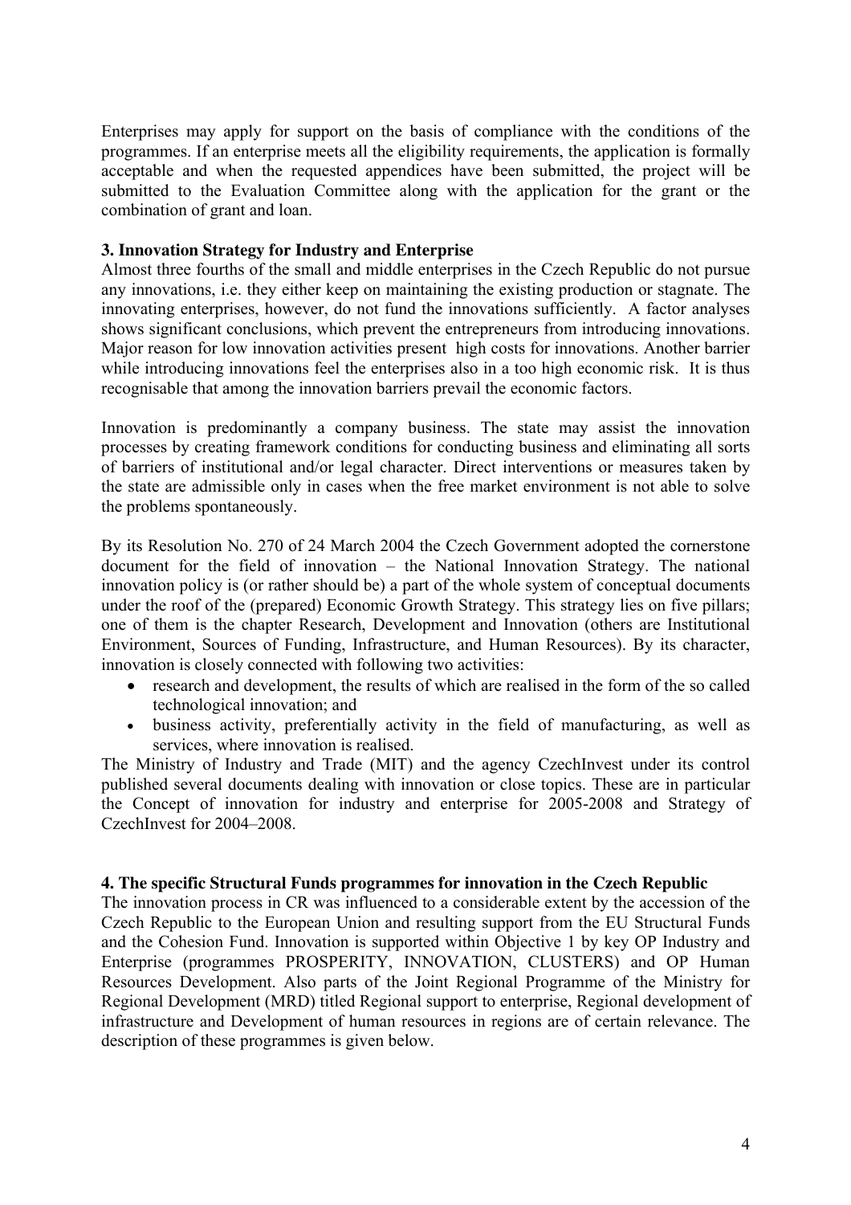Enterprises may apply for support on the basis of compliance with the conditions of the programmes. If an enterprise meets all the eligibility requirements, the application is formally acceptable and when the requested appendices have been submitted, the project will be submitted to the Evaluation Committee along with the application for the grant or the combination of grant and loan.

## 3. Innovation Strategy for Industry and Enterprise

Almost three fourths of the small and middle enterprises in the Czech Republic do not pursue any innovations, i.e. they either keep on maintaining the existing production or stagnate. The innovating enterprises, however, do not fund the innovations sufficiently. A factor analyses shows significant conclusions, which prevent the entrepreneurs from introducing innovations. Major reason for low innovation activities present high costs for innovations. Another barrier while introducing innovations feel the enterprises also in a too high economic risk. It is thus recognisable that among the innovation barriers prevail the economic factors.

Innovation is predominantly a company business. The state may assist the innovation processes by creating framework conditions for conducting business and eliminating all sorts of barriers of institutional and/or legal character. Direct interventions or measures taken by the state are admissible only in cases when the free market environment is not able to solve the problems spontaneously.

By its Resolution No. 270 of 24 March 2004 the Czech Government adopted the cornerstone document for the field of innovation – the National Innovation Strategy. The national innovation policy is (or rather should be) a part of the whole system of conceptual documents under the roof of the (prepared) Economic Growth Strategy. This strategy lies on five pillars; one of them is the chapter Research, Development and Innovation (others are Institutional Environment, Sources of Funding, Infrastructure, and Human Resources). By its character, innovation is closely connected with following two activities:

- research and development, the results of which are realised in the form of the so called technological innovation; and
- business activity, preferentially activity in the field of manufacturing, as well as services, where innovation is realised.

The Ministry of Industry and Trade (MIT) and the agency CzechInvest under its control published several documents dealing with innovation or close topics. These are in particular the Concept of innovation for industry and enterprise for 2005-2008 and Strategy of CzechInvest for 2004–2008.

## 4. The specific Structural Funds programmes for innovation in the Czech Republic

The innovation process in CR was influenced to a considerable extent by the accession of the Czech Republic to the European Union and resulting support from the EU Structural Funds and the Cohesion Fund. Innovation is supported within Objective 1 by key OP Industry and Enterprise (programmes PROSPERITY, INNOVATION, CLUSTERS) and OP Human Resources Development. Also parts of the Joint Regional Programme of the Ministry for Regional Development (MRD) titled Regional support to enterprise, Regional development of infrastructure and Development of human resources in regions are of certain relevance. The description of these programmes is given below.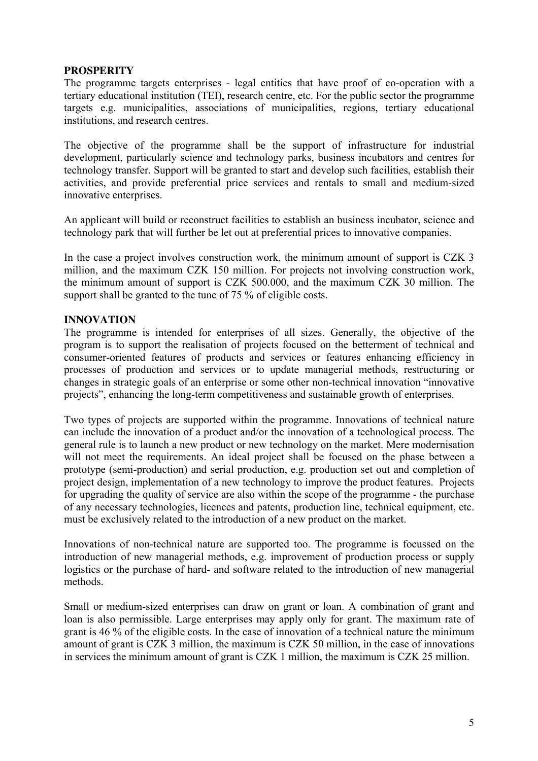## PROSPERITY

The programme targets enterprises - legal entities that have proof of co-operation with a tertiary educational institution (TEI), research centre, etc. For the public sector the programme targets e.g. municipalities, associations of municipalities, regions, tertiary educational institutions, and research centres.

The objective of the programme shall be the support of infrastructure for industrial development, particularly science and technology parks, business incubators and centres for technology transfer. Support will be granted to start and develop such facilities, establish their activities, and provide preferential price services and rentals to small and medium-sized innovative enterprises.

An applicant will build or reconstruct facilities to establish an business incubator, science and technology park that will further be let out at preferential prices to innovative companies.

In the case a project involves construction work, the minimum amount of support is CZK 3 million, and the maximum CZK 150 million. For projects not involving construction work, the minimum amount of support is CZK 500.000, and the maximum CZK 30 million. The support shall be granted to the tune of 75 % of eligible costs.

## INNOVATION

The programme is intended for enterprises of all sizes. Generally, the objective of the program is to support the realisation of projects focused on the betterment of technical and consumer-oriented features of products and services or features enhancing efficiency in processes of production and services or to update managerial methods, restructuring or changes in strategic goals of an enterprise or some other non-technical innovation "innovative projects", enhancing the long-term competitiveness and sustainable growth of enterprises.

Two types of projects are supported within the programme. Innovations of technical nature can include the innovation of a product and/or the innovation of a technological process. The general rule is to launch a new product or new technology on the market. Mere modernisation will not meet the requirements. An ideal project shall be focused on the phase between a prototype (semi-production) and serial production, e.g. production set out and completion of project design, implementation of a new technology to improve the product features. Projects for upgrading the quality of service are also within the scope of the programme - the purchase of any necessary technologies, licences and patents, production line, technical equipment, etc. must be exclusively related to the introduction of a new product on the market.

Innovations of non-technical nature are supported too. The programme is focussed on the introduction of new managerial methods, e.g. improvement of production process or supply logistics or the purchase of hard- and software related to the introduction of new managerial methods.

Small or medium-sized enterprises can draw on grant or loan. A combination of grant and loan is also permissible. Large enterprises may apply only for grant. The maximum rate of grant is 46 % of the eligible costs. In the case of innovation of a technical nature the minimum amount of grant is CZK 3 million, the maximum is CZK 50 million, in the case of innovations in services the minimum amount of grant is CZK 1 million, the maximum is CZK 25 million.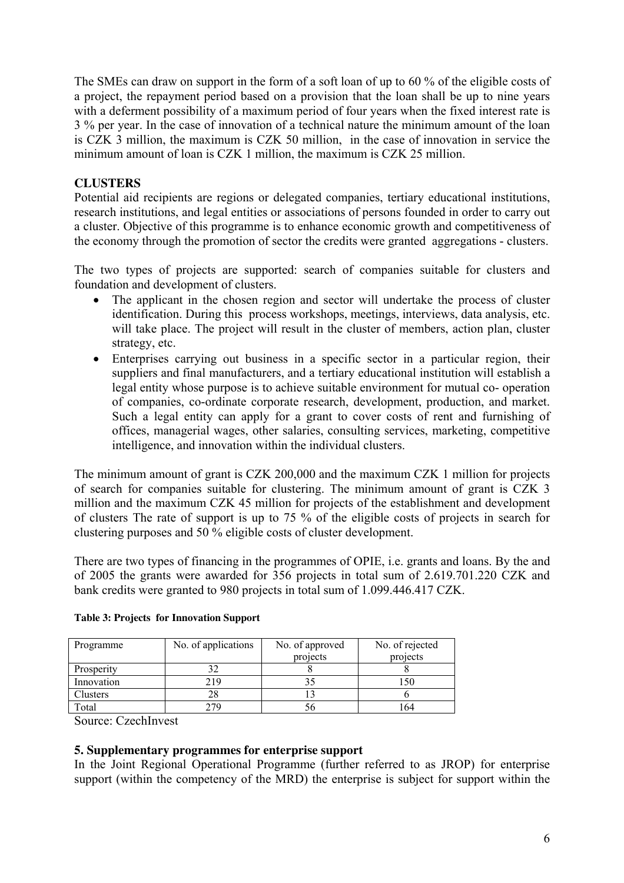The SMEs can draw on support in the form of a soft loan of up to 60 % of the eligible costs of a project, the repayment period based on a provision that the loan shall be up to nine years with a deferment possibility of a maximum period of four years when the fixed interest rate is 3 % per year. In the case of innovation of a technical nature the minimum amount of the loan is CZK 3 million, the maximum is CZK 50 million, in the case of innovation in service the minimum amount of loan is CZK 1 million, the maximum is CZK 25 million.

## CLUSTERS

Potential aid recipients are regions or delegated companies, tertiary educational institutions, research institutions, and legal entities or associations of persons founded in order to carry out a cluster. Objective of this programme is to enhance economic growth and competitiveness of the economy through the promotion of sector the credits were granted aggregations - clusters.

The two types of projects are supported: search of companies suitable for clusters and foundation and development of clusters.

- The applicant in the chosen region and sector will undertake the process of cluster identification. During this process workshops, meetings, interviews, data analysis, etc. will take place. The project will result in the cluster of members, action plan, cluster strategy, etc.
- Enterprises carrying out business in a specific sector in a particular region, their suppliers and final manufacturers, and a tertiary educational institution will establish a legal entity whose purpose is to achieve suitable environment for mutual co- operation of companies, co-ordinate corporate research, development, production, and market. Such a legal entity can apply for a grant to cover costs of rent and furnishing of offices, managerial wages, other salaries, consulting services, marketing, competitive intelligence, and innovation within the individual clusters.

The minimum amount of grant is CZK 200,000 and the maximum CZK 1 million for projects of search for companies suitable for clustering. The minimum amount of grant is CZK 3 million and the maximum CZK 45 million for projects of the establishment and development of clusters The rate of support is up to 75 % of the eligible costs of projects in search for clustering purposes and 50 % eligible costs of cluster development.

There are two types of financing in the programmes of OPIE, i.e. grants and loans. By the and of 2005 the grants were awarded for 356 projects in total sum of 2.619.701.220 CZK and bank credits were granted to 980 projects in total sum of 1.099.446.417 CZK.

**Table 3: Projects for Innovation Support**

| Programme | No. of applications | No. of approved projects | No. of rejected projects |
|---|---|---|---|
| Prosperity | 32 | 8 | 8 |
| Innovation | 219 | 35 | 150 |
| Clusters | 28 | 13 | 6 |
| Total | 279 | 56 | 164 |

Source: CzechInvest

### 5. Supplementary programmes for enterprise support

In the Joint Regional Operational Programme (further referred to as JROP) for enterprise support (within the competency of the MRD) the enterprise is subject for support within the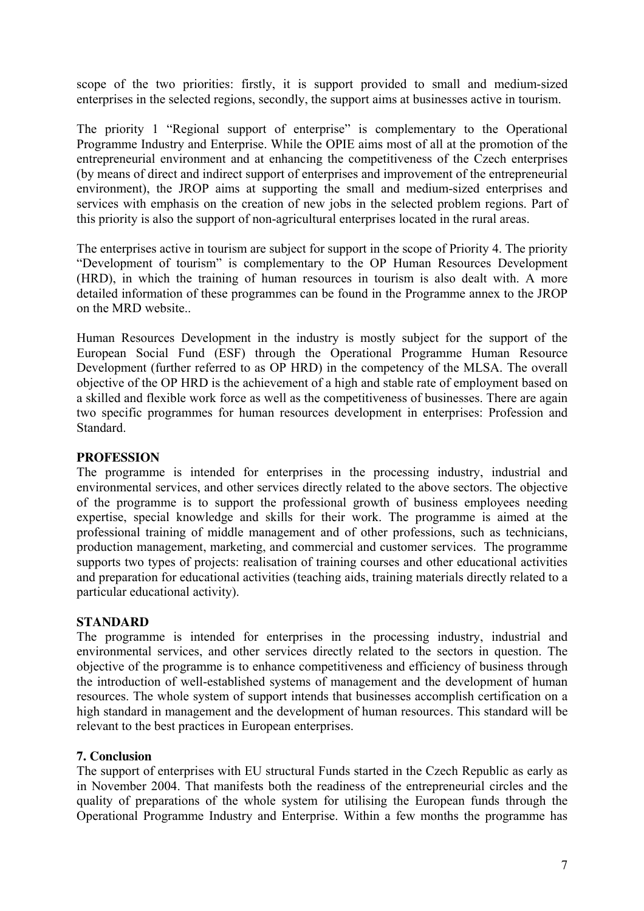scope of the two priorities: firstly, it is support provided to small and medium-sized enterprises in the selected regions, secondly, the support aims at businesses active in tourism.

The priority 1 "Regional support of enterprise" is complementary to the Operational Programme Industry and Enterprise. While the OPIE aims most of all at the promotion of the entrepreneurial environment and at enhancing the competitiveness of the Czech enterprises (by means of direct and indirect support of enterprises and improvement of the entrepreneurial environment), the JROP aims at supporting the small and medium-sized enterprises and services with emphasis on the creation of new jobs in the selected problem regions. Part of this priority is also the support of non-agricultural enterprises located in the rural areas.

The enterprises active in tourism are subject for support in the scope of Priority 4. The priority "Development of tourism" is complementary to the OP Human Resources Development (HRD), in which the training of human resources in tourism is also dealt with. A more detailed information of these programmes can be found in the Programme annex to the JROP on the MRD website..

Human Resources Development in the industry is mostly subject for the support of the European Social Fund (ESF) through the Operational Programme Human Resource Development (further referred to as OP HRD) in the competency of the MLSA. The overall objective of the OP HRD is the achievement of a high and stable rate of employment based on a skilled and flexible work force as well as the competitiveness of businesses. There are again two specific programmes for human resources development in enterprises: Profession and Standard.

**PROFESSION**

The programme is intended for enterprises in the processing industry, industrial and environmental services, and other services directly related to the above sectors. The objective of the programme is to support the professional growth of business employees needing expertise, special knowledge and skills for their work. The programme is aimed at the professional training of middle management and of other professions, such as technicians, production management, marketing, and commercial and customer services. The programme supports two types of projects: realisation of training courses and other educational activities and preparation for educational activities (teaching aids, training materials directly related to a particular educational activity).

**STANDARD**

The programme is intended for enterprises in the processing industry, industrial and environmental services, and other services directly related to the sectors in question. The objective of the programme is to enhance competitiveness and efficiency of business through the introduction of well-established systems of management and the development of human resources. The whole system of support intends that businesses accomplish certification on a high standard in management and the development of human resources. This standard will be relevant to the best practices in European enterprises.

## 7. Conclusion

The support of enterprises with EU structural Funds started in the Czech Republic as early as in November 2004. That manifests both the readiness of the entrepreneurial circles and the quality of preparations of the whole system for utilising the European funds through the Operational Programme Industry and Enterprise. Within a few months the programme has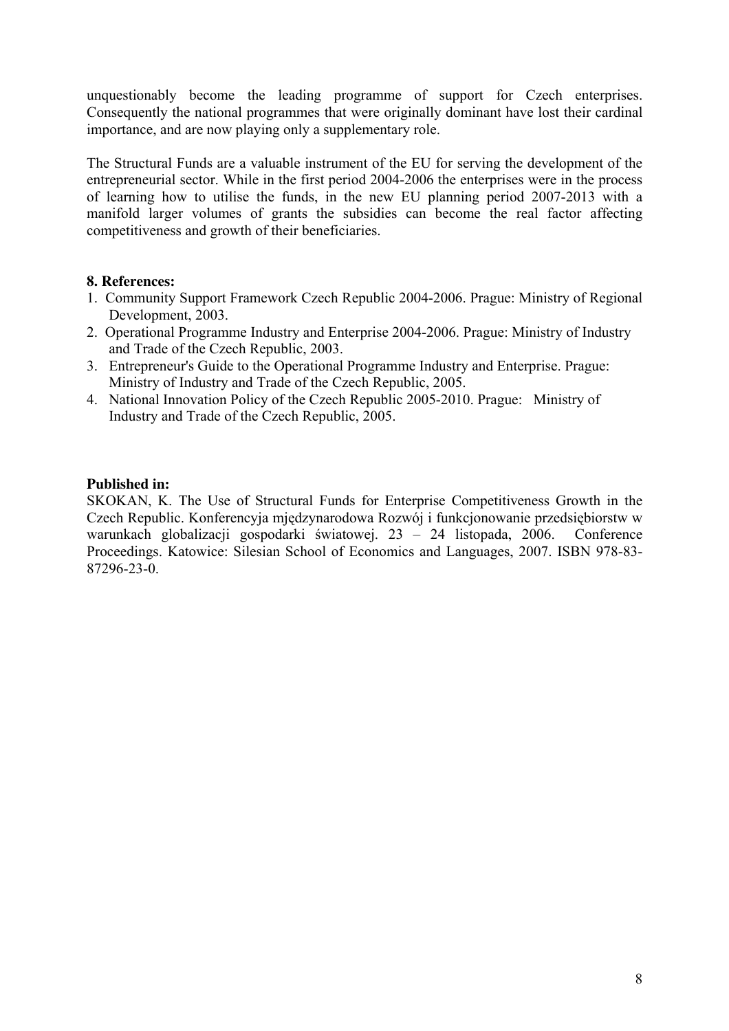unquestionably become the leading programme of support for Czech enterprises. Consequently the national programmes that were originally dominant have lost their cardinal importance, and are now playing only a supplementary role.

The Structural Funds are a valuable instrument of the EU for serving the development of the entrepreneurial sector. While in the first period 2004-2006 the enterprises were in the process of learning how to utilise the funds, in the new EU planning period 2007-2013 with a manifold larger volumes of grants the subsidies can become the real factor affecting competitiveness and growth of their beneficiaries.

## 8. References:

1. Community Support Framework Czech Republic 2004-2006. Prague: Ministry of Regional Development, 2003.
2. Operational Programme Industry and Enterprise 2004-2006. Prague: Ministry of Industry and Trade of the Czech Republic, 2003.
3. Entrepreneur's Guide to the Operational Programme Industry and Enterprise. Prague: Ministry of Industry and Trade of the Czech Republic, 2005.
4. National Innovation Policy of the Czech Republic 2005-2010. Prague: Ministry of Industry and Trade of the Czech Republic, 2005.

**Published in:**

SKOKAN, K. The Use of Structural Funds for Enterprise Competitiveness Growth in the Czech Republic. Konferencyja międzynarodowa Rozwój i funkcjonowanie przedsiębiorstw w warunkach globalizacji gospodarki światowej. 23 – 24 listopada, 2006. Conference Proceedings. Katowice: Silesian School of Economics and Languages, 2007. ISBN 978-83-87296-23-0.